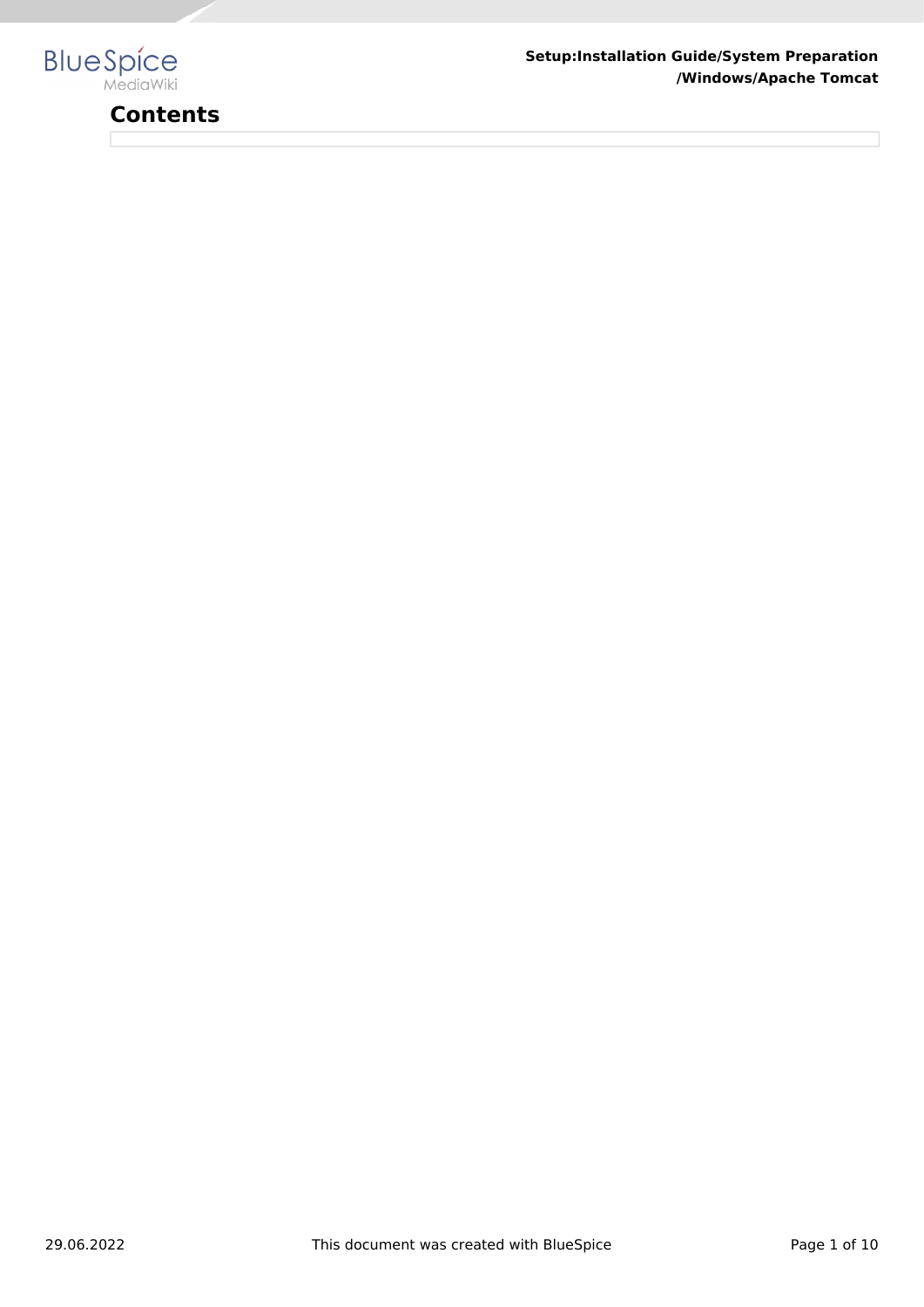# Contents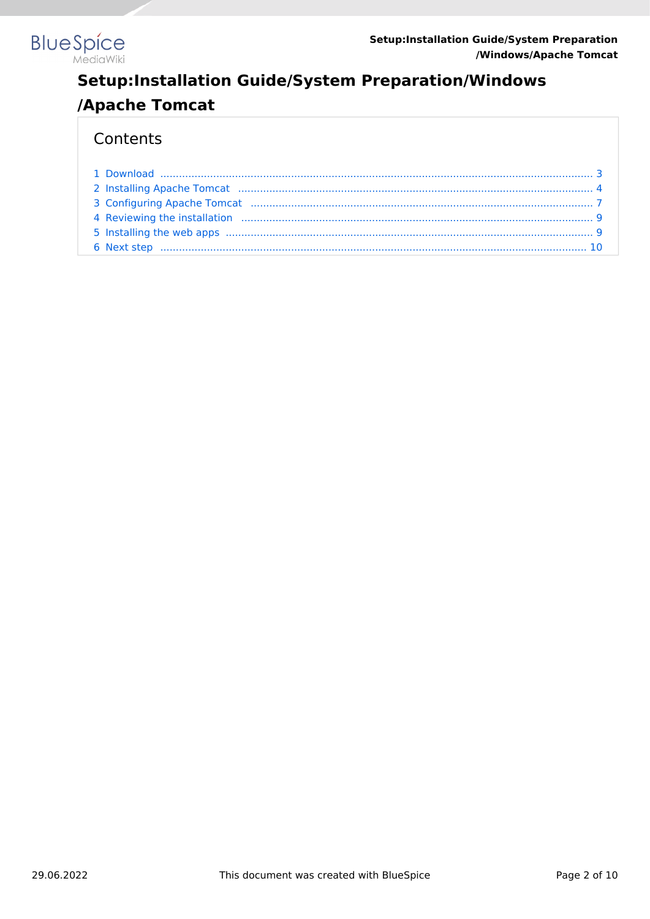# Setup:Installation Guide/System Preparation/Windows/Apache Tomcat

## Contents

1 Download ........................................................................................................................................ 3
2 Installing Apache Tomcat ................................................................................................................ 4
3 Configuring Apache Tomcat ............................................................................................................ 7
4 Reviewing the installation ............................................................................................................... 9
5 Installing the web apps .................................................................................................................... 9
6 Next step ....................................................................................................................................... 10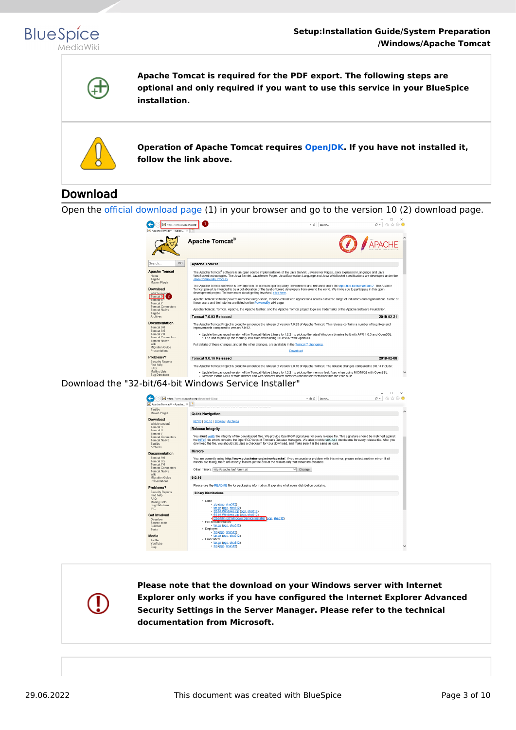**Apache Tomcat is required for the PDF export. The following steps are optional and only required if you want to use this service in your BlueSpice installation.**

**Operation of Apache Tomcat requires OpenJDK. If you have not installed it, follow the link above.**

## Download

Open the official download page (1) in your browser and go to the version 10 (2) download page.

Download the "32-bit/64-bit Windows Service Installer"

**Please note that the download on your Windows server with Internet Explorer only works if you have configured the Internet Explorer Advanced Security Settings in the Server Manager. Please refer to the technical documentation from Microsoft.**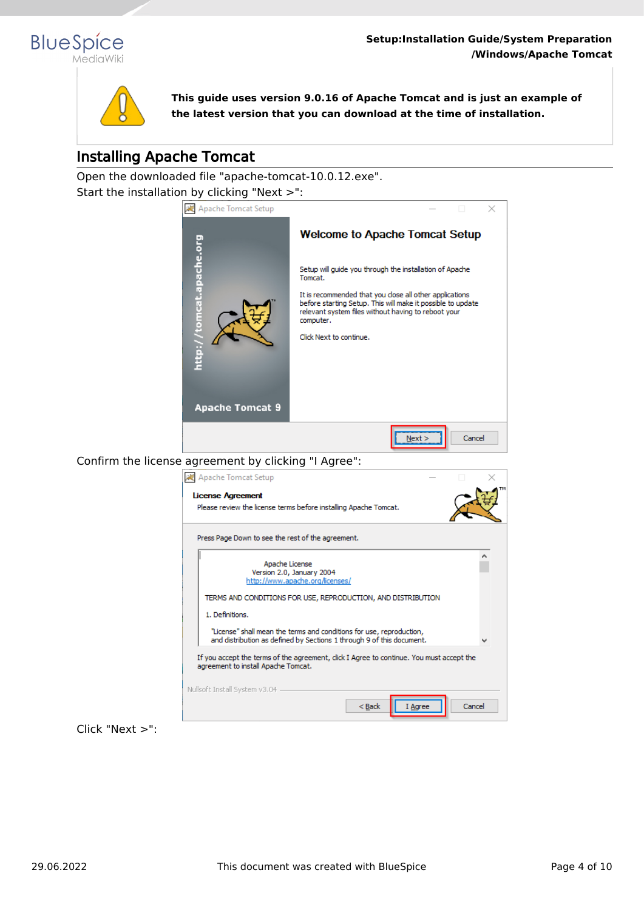> **This guide uses version 9.0.16 of Apache Tomcat and is just an example of the latest version that you can download at the time of installation.**

## Installing Apache Tomcat

Open the downloaded file "apache-tomcat-10.0.12.exe".

Start the installation by clicking "Next >":

Confirm the license agreement by clicking "I Agree":

Click "Next >":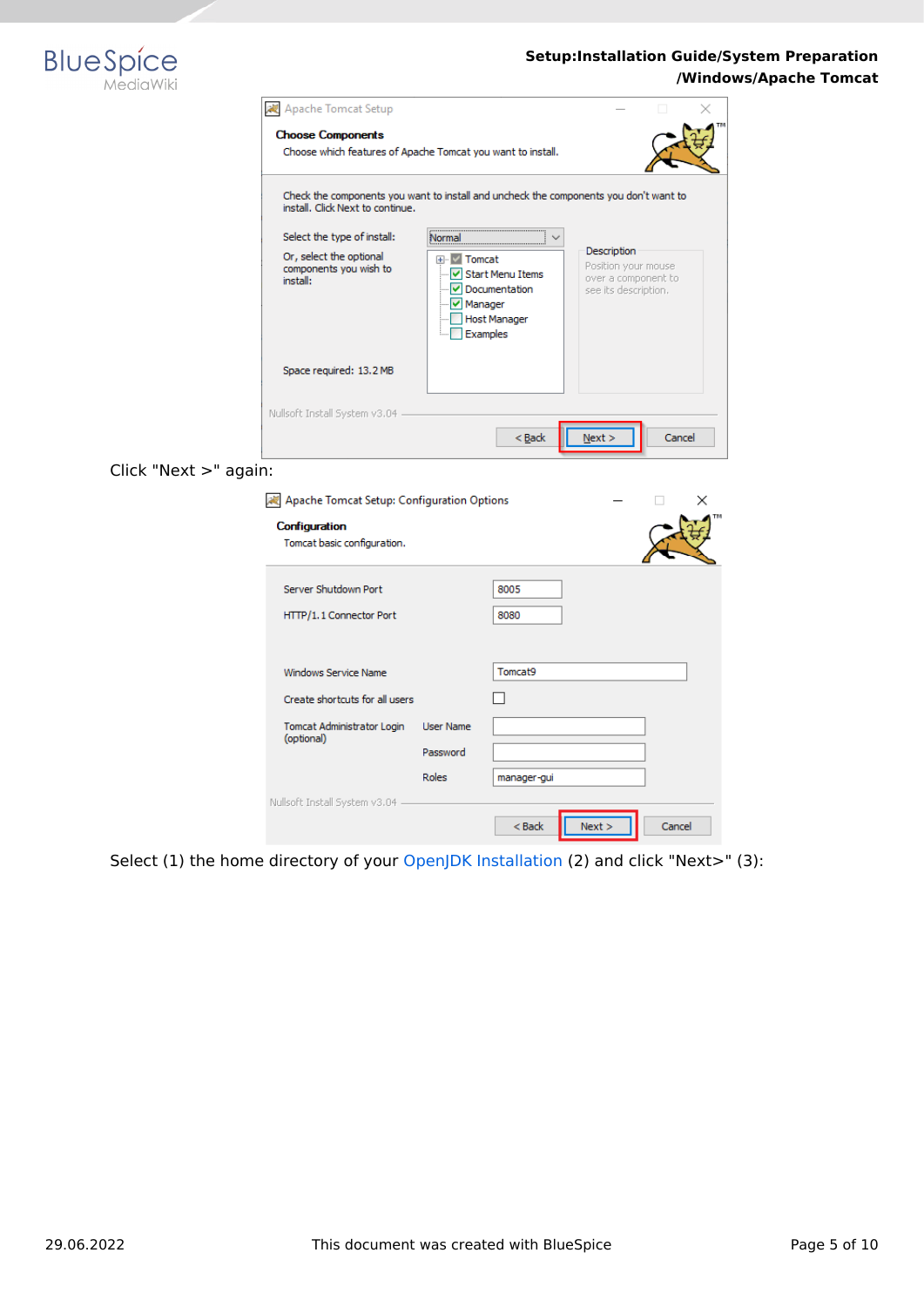Click "Next >" again:

Select (1) the home directory of your OpenJDK Installation (2) and click "Next>" (3):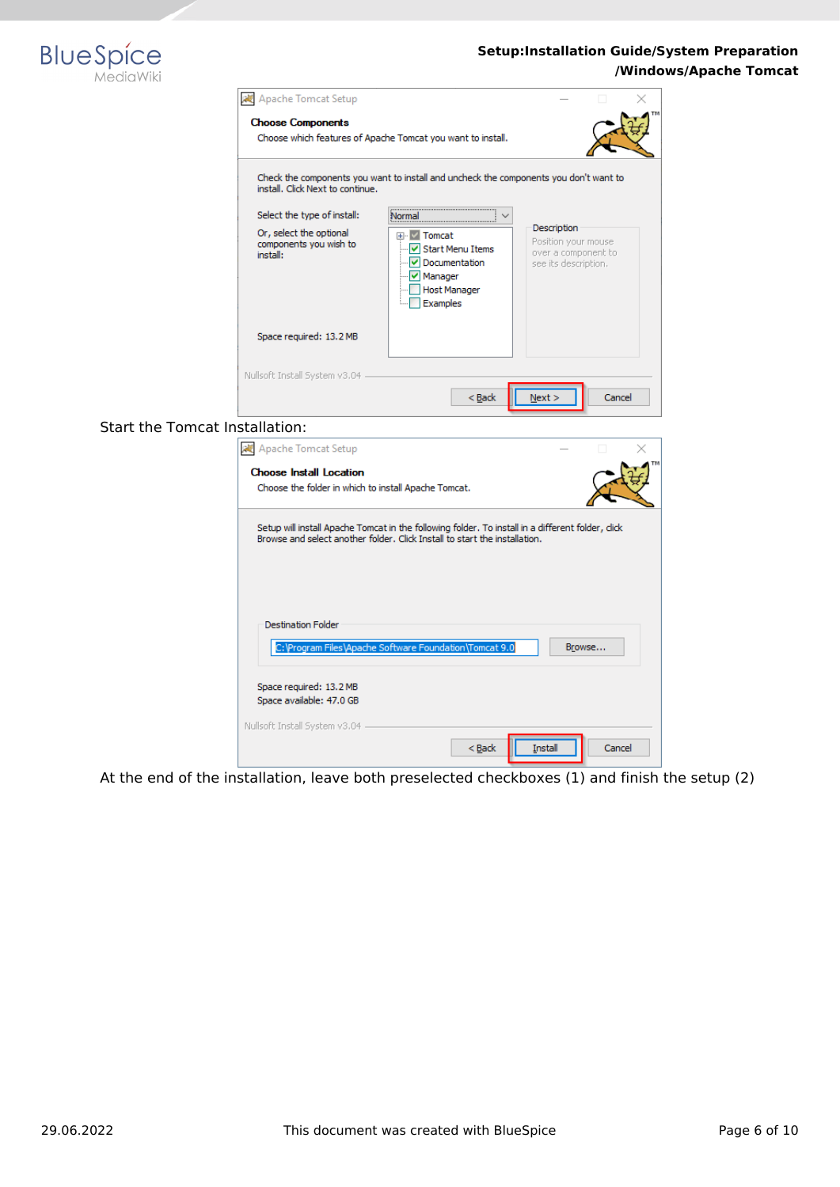Start the Tomcat Installation:

At the end of the installation, leave both preselected checkboxes (1) and finish the setup (2)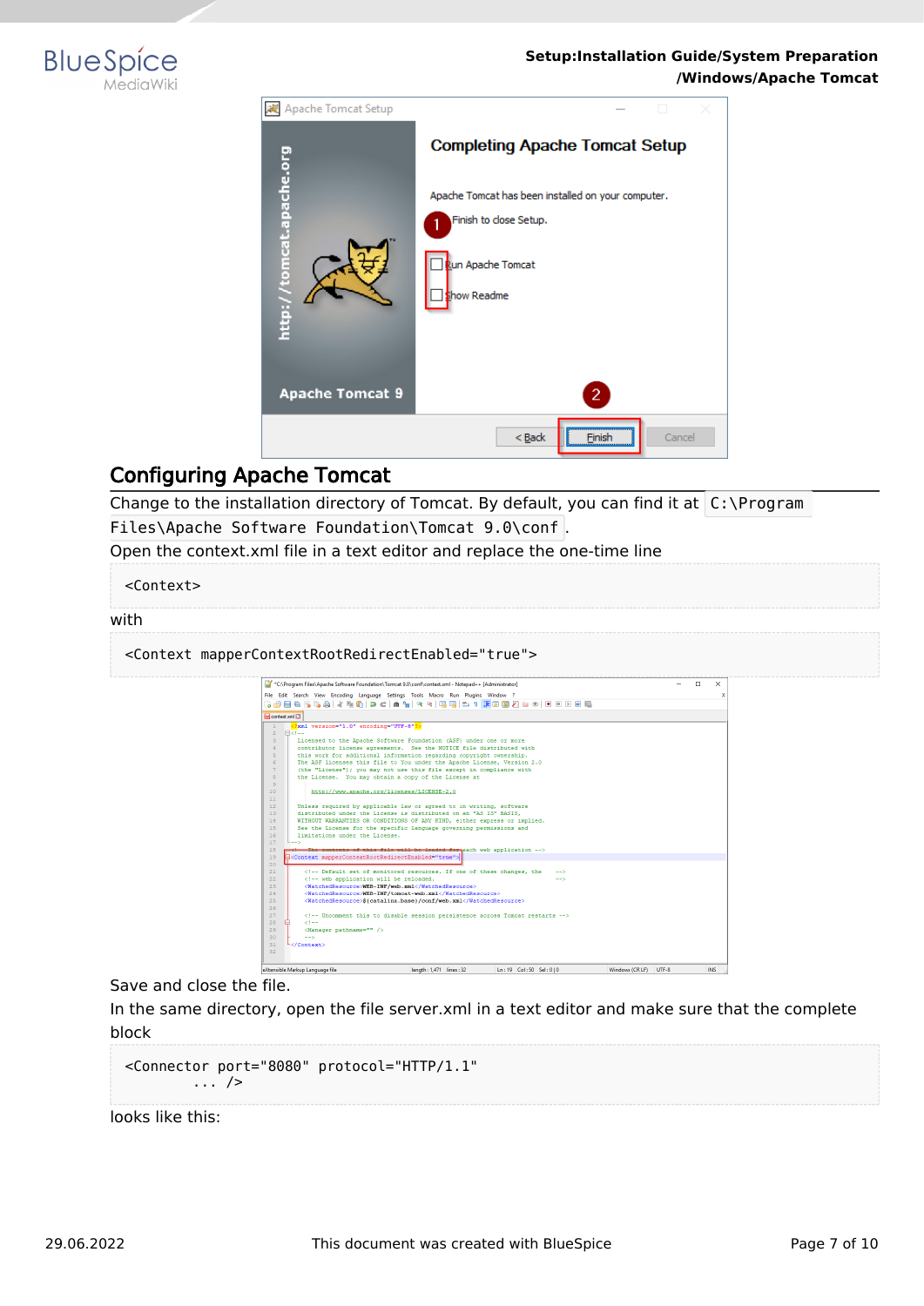## Configuring Apache Tomcat

Change to the installation directory of Tomcat. By default, you can find it at `C:\Program Files\Apache Software Foundation\Tomcat 9.0\conf`.

Open the context.xml file in a text editor and replace the one-time line

```
<Context>
```

with

```
<Context mapperContextRootRedirectEnabled="true">
```

Save and close the file.

In the same directory, open the file server.xml in a text editor and make sure that the complete block

```
<Connector port="8080" protocol="HTTP/1.1"
         ... />
```

looks like this: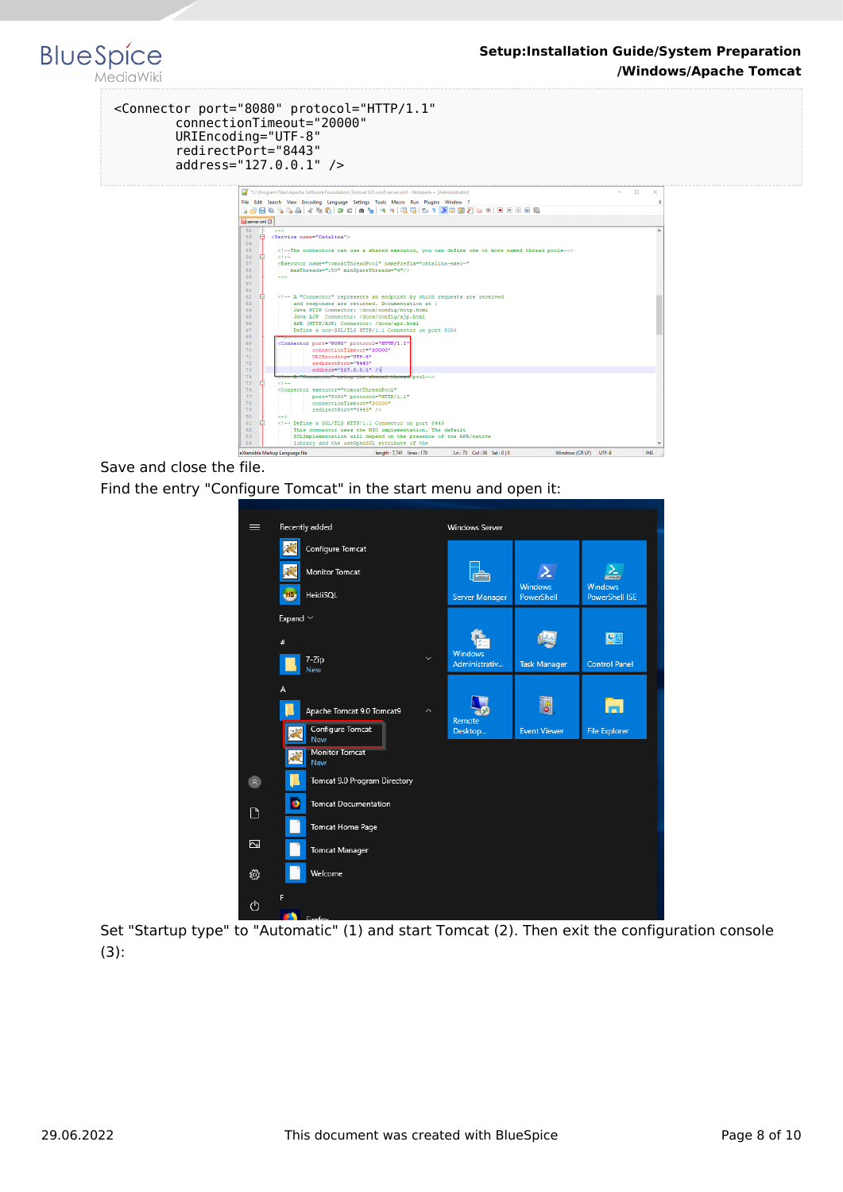```
<Connector port="8080" protocol="HTTP/1.1"
         connectionTimeout="20000"
         URIEncoding="UTF-8"
         redirectPort="8443"
         address="127.0.0.1" />
```

Save and close the file.

Find the entry "Configure Tomcat" in the start menu and open it:

Set "Startup type" to "Automatic" (1) and start Tomcat (2). Then exit the configuration console (3):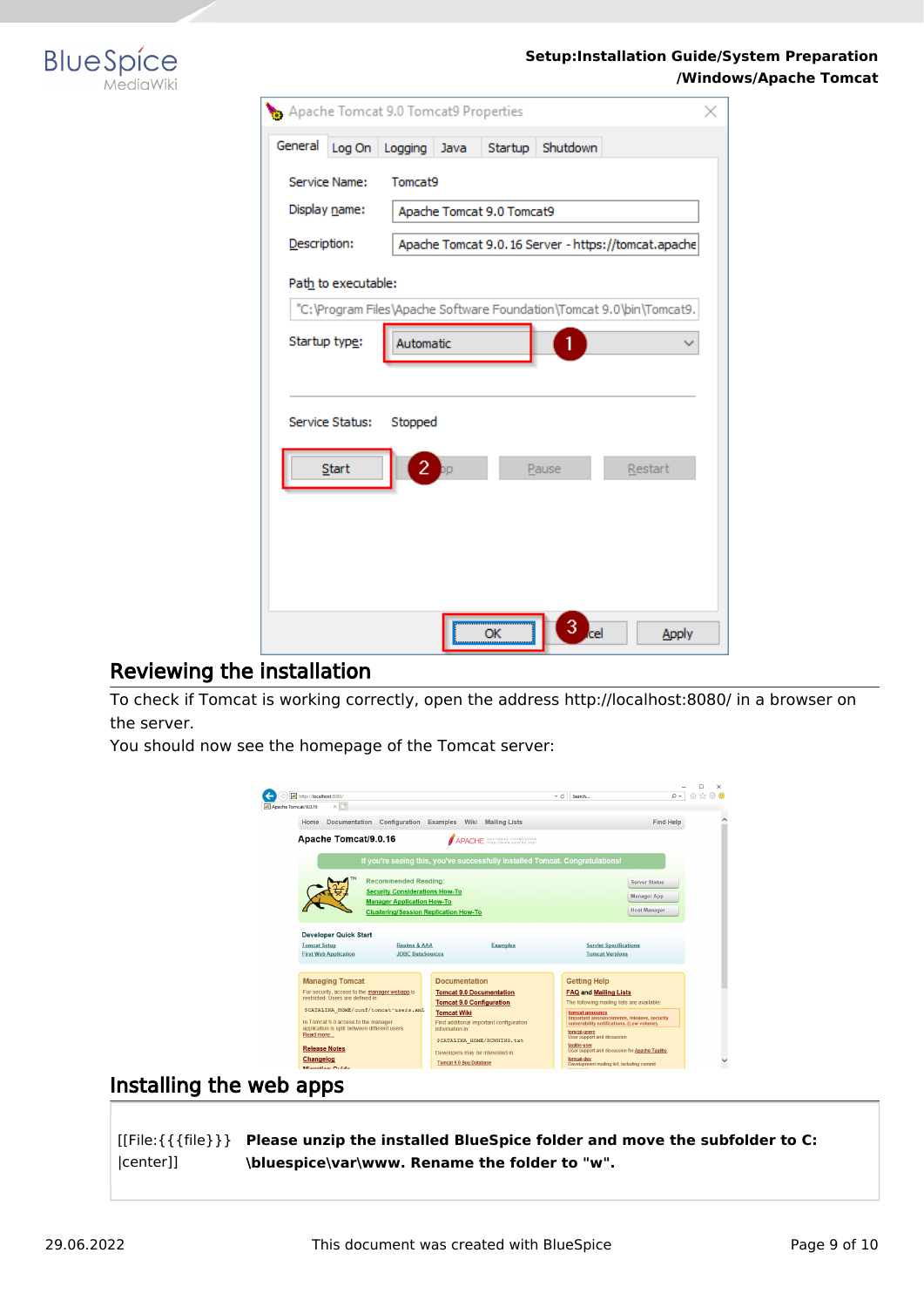## Reviewing the installation

To check if Tomcat is working correctly, open the address http://localhost:8080/ in a browser on the server.

You should now see the homepage of the Tomcat server:

## Installing the web apps

| [[File:{{{file}}}\|center]] | **Please unzip the installed BlueSpice folder and move the subfolder to C:\bluespice\var\www. Rename the folder to "w".** |
|---|---|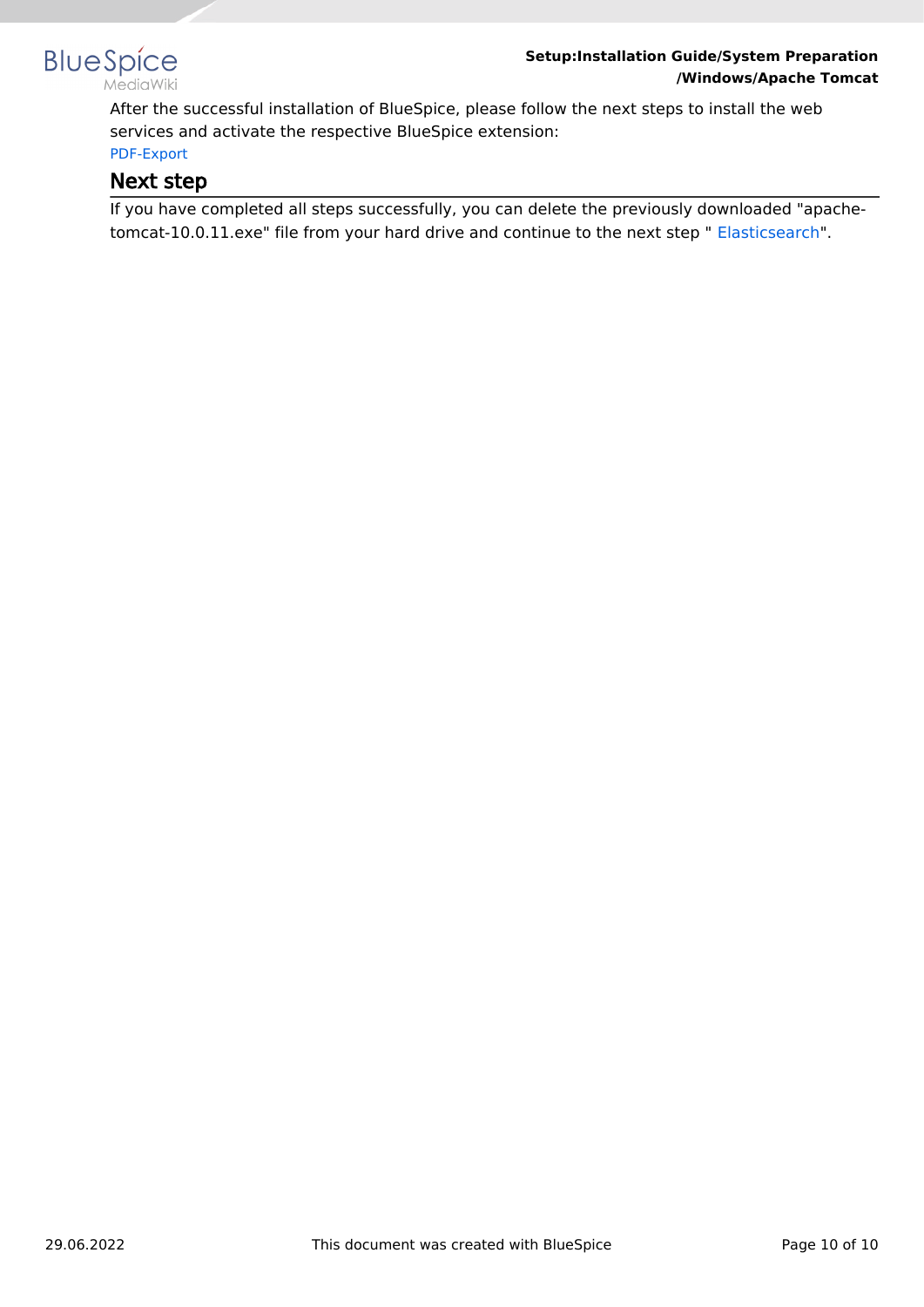After the successful installation of BlueSpice, please follow the next steps to install the web services and activate the respective BlueSpice extension:

PDF-Export

## Next step

If you have completed all steps successfully, you can delete the previously downloaded "apache-tomcat-10.0.11.exe" file from your hard drive and continue to the next step " Elasticsearch".